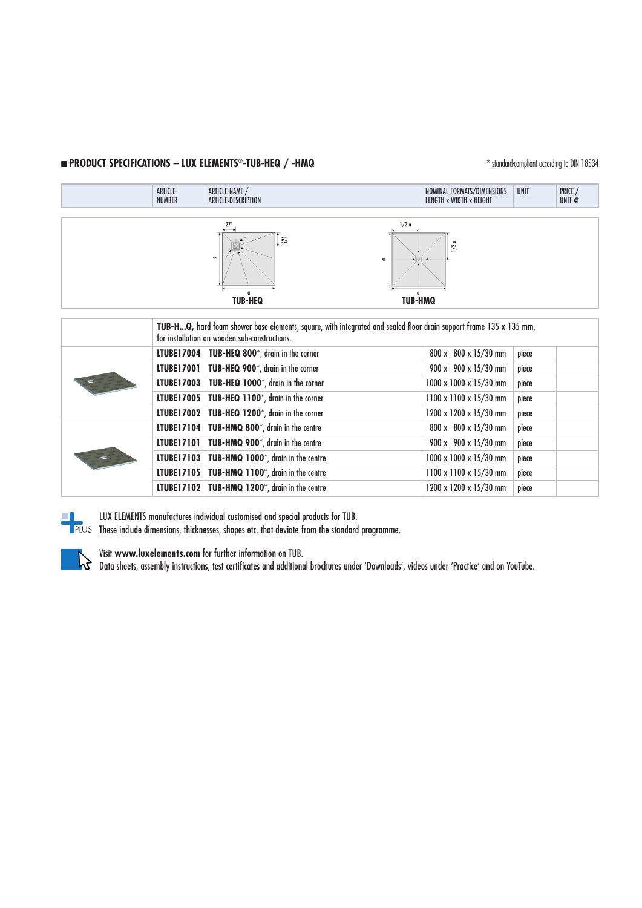## ■ PRODUCT SPECIFICATIONS – LUX ELEMENTS®-TUB-HEQ / -HMQ

\* standard-compliant according to DIN 18534

| | ARTICLE-NUMBER | ARTICLE-NAME / ARTICLE-DESCRIPTION | NOMINAL FORMATS/DIMENSIONS LENGTH x WIDTH x HEIGHT | UNIT | PRICE / UNIT € |
|---|---|---|---|---|---|

TUB-HEQ TUB-HMQ

| | ARTICLE-NUMBER | ARTICLE-NAME / ARTICLE-DESCRIPTION | NOMINAL FORMATS/DIMENSIONS LENGTH x WIDTH x HEIGHT | UNIT | PRICE / UNIT € |
|---|---|---|---|---|---|
| | | **TUB-H...Q,** hard foam shower base elements, square, with integrated and sealed floor drain support frame 135 x 135 mm, for installation on wooden sub-constructions. | | | |
| | **LTUBE17004** | **TUB-HEQ 800**\*, drain in the corner | 800 x 800 x 15/30 mm | piece | |
| | **LTUBE17001** | **TUB-HEQ 900**\*, drain in the corner | 900 x 900 x 15/30 mm | piece | |
| | **LTUBE17003** | **TUB-HEQ 1000**\*, drain in the corner | 1000 x 1000 x 15/30 mm | piece | |
| | **LTUBE17005** | **TUB-HEQ 1100**\*, drain in the corner | 1100 x 1100 x 15/30 mm | piece | |
| | **LTUBE17002** | **TUB-HEQ 1200**\*, drain in the corner | 1200 x 1200 x 15/30 mm | piece | |
| | **LTUBE17104** | **TUB-HMQ 800**\*, drain in the centre | 800 x 800 x 15/30 mm | piece | |
| | **LTUBE17101** | **TUB-HMQ 900**\*, drain in the centre | 900 x 900 x 15/30 mm | piece | |
| | **LTUBE17103** | **TUB-HMQ 1000**\*, drain in the centre | 1000 x 1000 x 15/30 mm | piece | |
| | **LTUBE17105** | **TUB-HMQ 1100**\*, drain in the centre | 1100 x 1100 x 15/30 mm | piece | |
| | **LTUBE17102** | **TUB-HMQ 1200**\*, drain in the centre | 1200 x 1200 x 15/30 mm | piece | |

PLUS LUX ELEMENTS manufactures individual customised and special products for TUB.
These include dimensions, thicknesses, shapes etc. that deviate from the standard programme.

Visit **www.luxelements.com** for further information on TUB.
Data sheets, assembly instructions, test certificates and additional brochures under 'Downloads', videos under 'Practice' and on YouTube.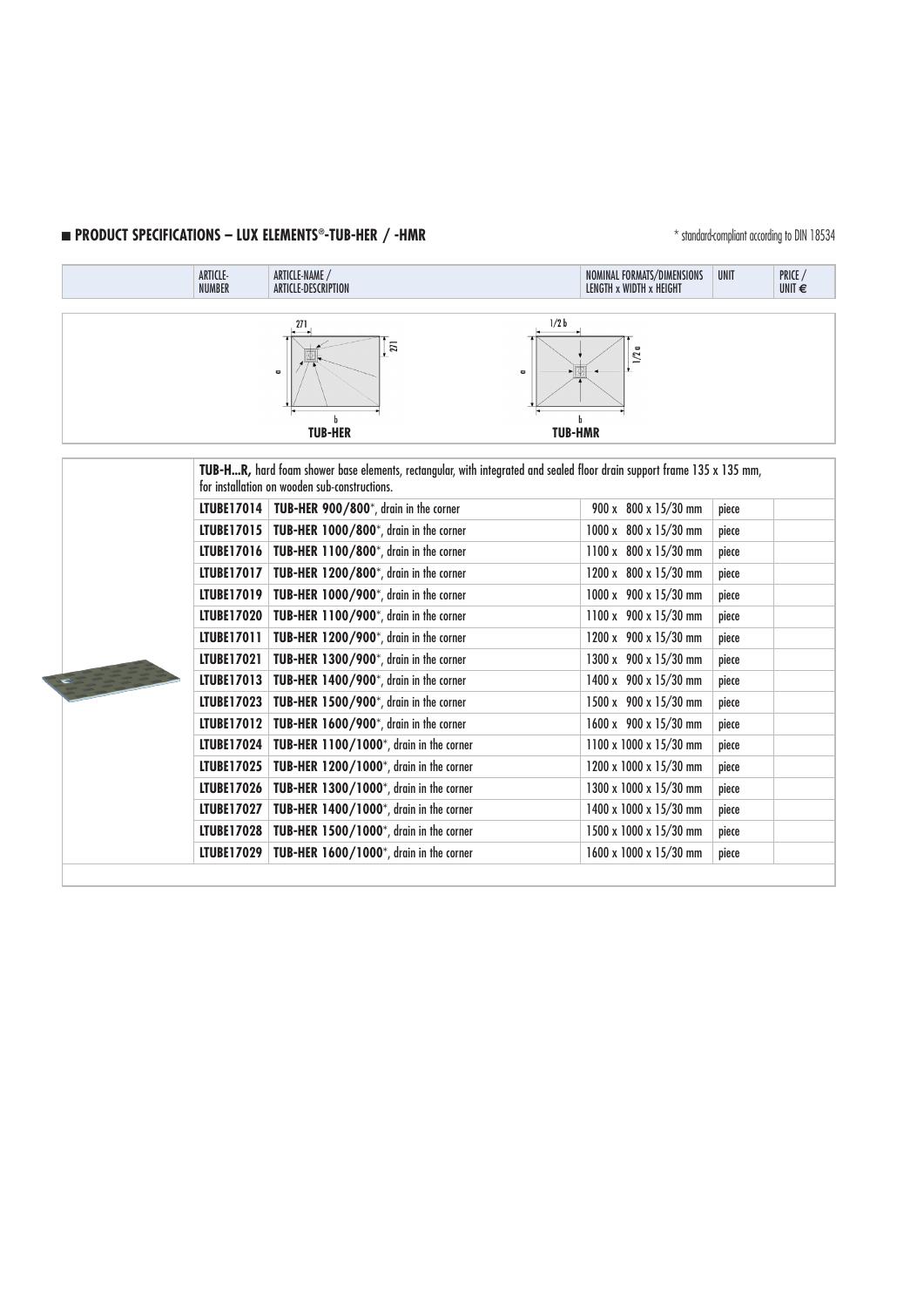## ■ PRODUCT SPECIFICATIONS – LUX ELEMENTS®-TUB-HER / -HMR

\* standard-compliant according to DIN 18534

TUB-HER

TUB-HMR

| ARTICLE-NUMBER | ARTICLE-NAME / ARTICLE-DESCRIPTION | NOMINAL FORMATS/DIMENSIONS LENGTH x WIDTH x HEIGHT | UNIT | PRICE / UNIT € |
|---|---|---|---|---|
| | **TUB-H...R,** hard foam shower base elements, rectangular, with integrated and sealed floor drain support frame 135 x 135 mm, for installation on wooden sub-constructions. | | | |
| **LTUBE17014** | **TUB-HER 900/800**\*, drain in the corner | 900 x 800 x 15/30 mm | piece | |
| **LTUBE17015** | **TUB-HER 1000/800**\*, drain in the corner | 1000 x 800 x 15/30 mm | piece | |
| **LTUBE17016** | **TUB-HER 1100/800**\*, drain in the corner | 1100 x 800 x 15/30 mm | piece | |
| **LTUBE17017** | **TUB-HER 1200/800**\*, drain in the corner | 1200 x 800 x 15/30 mm | piece | |
| **LTUBE17019** | **TUB-HER 1000/900**\*, drain in the corner | 1000 x 900 x 15/30 mm | piece | |
| **LTUBE17020** | **TUB-HER 1100/900**\*, drain in the corner | 1100 x 900 x 15/30 mm | piece | |
| **LTUBE17011** | **TUB-HER 1200/900**\*, drain in the corner | 1200 x 900 x 15/30 mm | piece | |
| **LTUBE17021** | **TUB-HER 1300/900**\*, drain in the corner | 1300 x 900 x 15/30 mm | piece | |
| **LTUBE17013** | **TUB-HER 1400/900**\*, drain in the corner | 1400 x 900 x 15/30 mm | piece | |
| **LTUBE17023** | **TUB-HER 1500/900**\*, drain in the corner | 1500 x 900 x 15/30 mm | piece | |
| **LTUBE17012** | **TUB-HER 1600/900**\*, drain in the corner | 1600 x 900 x 15/30 mm | piece | |
| **LTUBE17024** | **TUB-HER 1100/1000**\*, drain in the corner | 1100 x 1000 x 15/30 mm | piece | |
| **LTUBE17025** | **TUB-HER 1200/1000**\*, drain in the corner | 1200 x 1000 x 15/30 mm | piece | |
| **LTUBE17026** | **TUB-HER 1300/1000**\*, drain in the corner | 1300 x 1000 x 15/30 mm | piece | |
| **LTUBE17027** | **TUB-HER 1400/1000**\*, drain in the corner | 1400 x 1000 x 15/30 mm | piece | |
| **LTUBE17028** | **TUB-HER 1500/1000**\*, drain in the corner | 1500 x 1000 x 15/30 mm | piece | |
| **LTUBE17029** | **TUB-HER 1600/1000**\*, drain in the corner | 1600 x 1000 x 15/30 mm | piece | |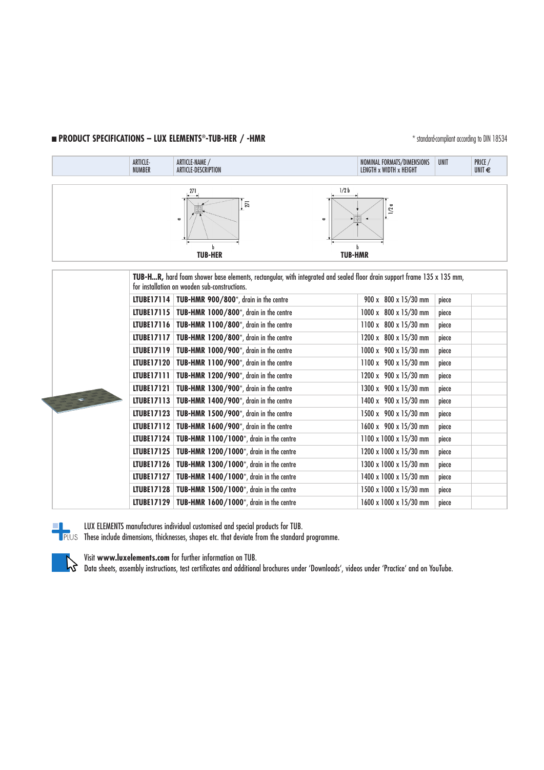## ■ PRODUCT SPECIFICATIONS – LUX ELEMENTS®-TUB-HER / -HMR

\* standard-compliant according to DIN 18534

271

271

a

b

**TUB-HER**

1/2 b

1/2 a

a

b

**TUB-HMR**

| ARTICLE-NUMBER | ARTICLE-NAME / ARTICLE-DESCRIPTION | NOMINAL FORMATS/DIMENSIONS LENGTH x WIDTH x HEIGHT | UNIT | PRICE / UNIT € |
|---|---|---|---|---|
| | **TUB-H...R,** hard foam shower base elements, rectangular, with integrated and sealed floor drain support frame 135 x 135 mm, for installation on wooden sub-constructions. | | | |
| **LTUBE17114** | **TUB-HMR 900/800**\*, drain in the centre | 900 x 800 x 15/30 mm | piece | |
| **LTUBE17115** | **TUB-HMR 1000/800**\*, drain in the centre | 1000 x 800 x 15/30 mm | piece | |
| **LTUBE17116** | **TUB-HMR 1100/800**\*, drain in the centre | 1100 x 800 x 15/30 mm | piece | |
| **LTUBE17117** | **TUB-HMR 1200/800**\*, drain in the centre | 1200 x 800 x 15/30 mm | piece | |
| **LTUBE17119** | **TUB-HMR 1000/900**\*, drain in the centre | 1000 x 900 x 15/30 mm | piece | |
| **LTUBE17120** | **TUB-HMR 1100/900**\*, drain in the centre | 1100 x 900 x 15/30 mm | piece | |
| **LTUBE17111** | **TUB-HMR 1200/900**\*, drain in the centre | 1200 x 900 x 15/30 mm | piece | |
| **LTUBE17121** | **TUB-HMR 1300/900**\*, drain in the centre | 1300 x 900 x 15/30 mm | piece | |
| **LTUBE17113** | **TUB-HMR 1400/900**\*, drain in the centre | 1400 x 900 x 15/30 mm | piece | |
| **LTUBE17123** | **TUB-HMR 1500/900**\*, drain in the centre | 1500 x 900 x 15/30 mm | piece | |
| **LTUBE17112** | **TUB-HMR 1600/900**\*, drain in the centre | 1600 x 900 x 15/30 mm | piece | |
| **LTUBE17124** | **TUB-HMR 1100/1000**\*, drain in the centre | 1100 x 1000 x 15/30 mm | piece | |
| **LTUBE17125** | **TUB-HMR 1200/1000**\*, drain in the centre | 1200 x 1000 x 15/30 mm | piece | |
| **LTUBE17126** | **TUB-HMR 1300/1000**\*, drain in the centre | 1300 x 1000 x 15/30 mm | piece | |
| **LTUBE17127** | **TUB-HMR 1400/1000**\*, drain in the centre | 1400 x 1000 x 15/30 mm | piece | |
| **LTUBE17128** | **TUB-HMR 1500/1000**\*, drain in the centre | 1500 x 1000 x 15/30 mm | piece | |
| **LTUBE17129** | **TUB-HMR 1600/1000**\*, drain in the centre | 1600 x 1000 x 15/30 mm | piece | |

PLUS LUX ELEMENTS manufactures individual customised and special products for TUB.
These include dimensions, thicknesses, shapes etc. that deviate from the standard programme.

Visit **www.luxelements.com** for further information on TUB.
Data sheets, assembly instructions, test certificates and additional brochures under 'Downloads', videos under 'Practice' and on YouTube.